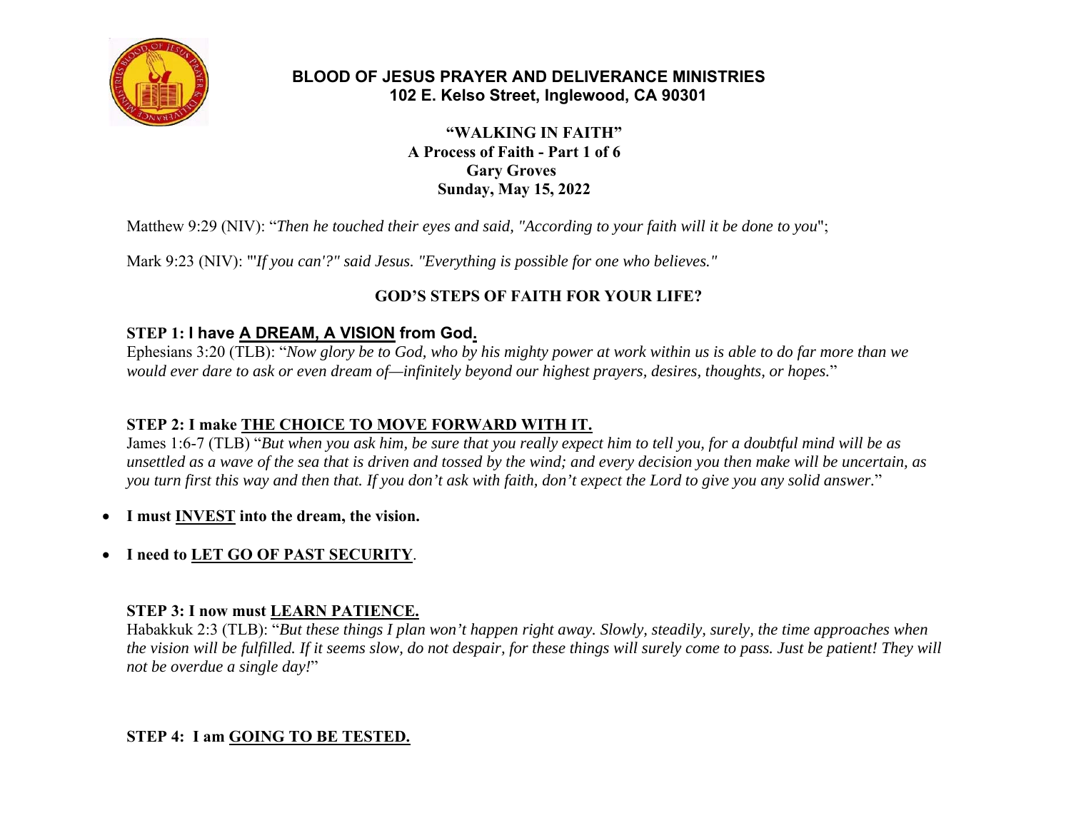**BLOOD OF JESUS PRAYER AND DELIVERANCE MINISTRIES**
**102 E. Kelso Street, Inglewood, CA 90301**

# "WALKING IN FAITH"

**A Process of Faith - Part 1 of 6**
**Gary Groves**
**Sunday, May 15, 2022**

Matthew 9:29 (NIV): "*Then he touched their eyes and said, "According to your faith will it be done to you*";

Mark 9:23 (NIV): "'*If you can'?" said Jesus. "Everything is possible for one who believes."*

## GOD'S STEPS OF FAITH FOR YOUR LIFE?

### STEP 1: I have A DREAM, A VISION from God.

Ephesians 3:20 (TLB): "*Now glory be to God, who by his mighty power at work within us is able to do far more than we would ever dare to ask or even dream of—infinitely beyond our highest prayers, desires, thoughts, or hopes.*"

### STEP 2: I make THE CHOICE TO MOVE FORWARD WITH IT.

James 1:6-7 (TLB) "*But when you ask him, be sure that you really expect him to tell you, for a doubtful mind will be as unsettled as a wave of the sea that is driven and tossed by the wind; and every decision you then make will be uncertain, as you turn first this way and then that. If you don't ask with faith, don't expect the Lord to give you any solid answer.*"

- **I must INVEST into the dream, the vision.**
- **I need to LET GO OF PAST SECURITY**.

### STEP 3: I now must LEARN PATIENCE.

Habakkuk 2:3 (TLB): "*But these things I plan won't happen right away. Slowly, steadily, surely, the time approaches when the vision will be fulfilled. If it seems slow, do not despair, for these things will surely come to pass. Just be patient! They will not be overdue a single day!*"

### STEP 4: I am GOING TO BE TESTED.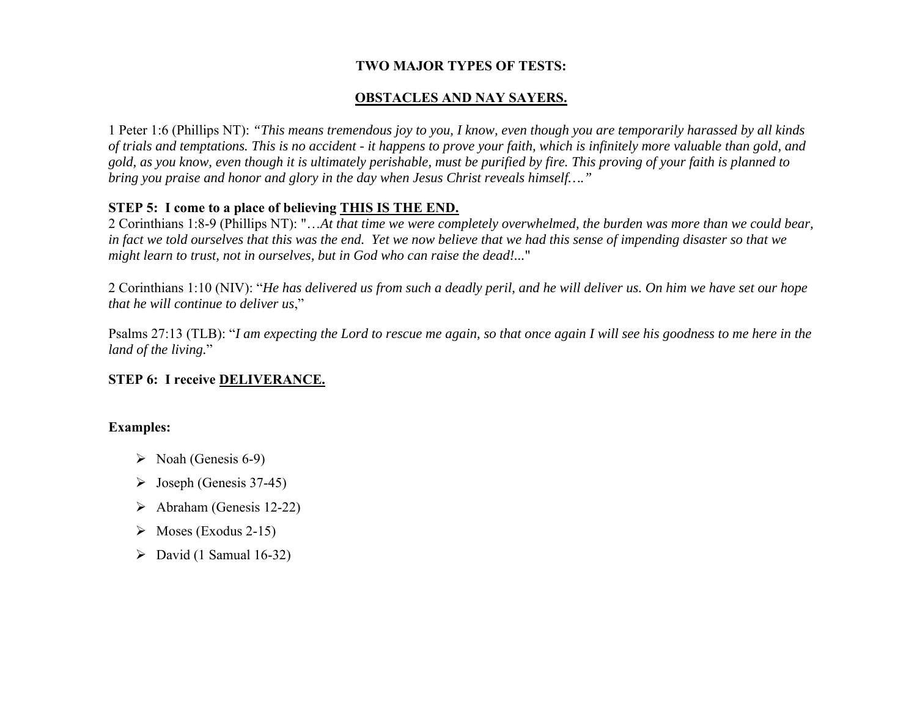**TWO MAJOR TYPES OF TESTS:**

**OBSTACLES AND NAY SAYERS.**

1 Peter 1:6 (Phillips NT): *"This means tremendous joy to you, I know, even though you are temporarily harassed by all kinds of trials and temptations. This is no accident - it happens to prove your faith, which is infinitely more valuable than gold, and gold, as you know, even though it is ultimately perishable, must be purified by fire. This proving of your faith is planned to bring you praise and honor and glory in the day when Jesus Christ reveals himself…."*

**STEP 5: I come to a place of believing THIS IS THE END.**

2 Corinthians 1:8-9 (Phillips NT): "…*At that time we were completely overwhelmed, the burden was more than we could bear, in fact we told ourselves that this was the end. Yet we now believe that we had this sense of impending disaster so that we might learn to trust, not in ourselves, but in God who can raise the dead!*..."

2 Corinthians 1:10 (NIV): "*He has delivered us from such a deadly peril, and he will deliver us. On him we have set our hope that he will continue to deliver us*,"

Psalms 27:13 (TLB): "*I am expecting the Lord to rescue me again, so that once again I will see his goodness to me here in the land of the living.*"

**STEP 6: I receive DELIVERANCE.**

**Examples:**

- Noah (Genesis 6-9)
- Joseph (Genesis 37-45)
- Abraham (Genesis 12-22)
- Moses (Exodus 2-15)
- David (1 Samual 16-32)